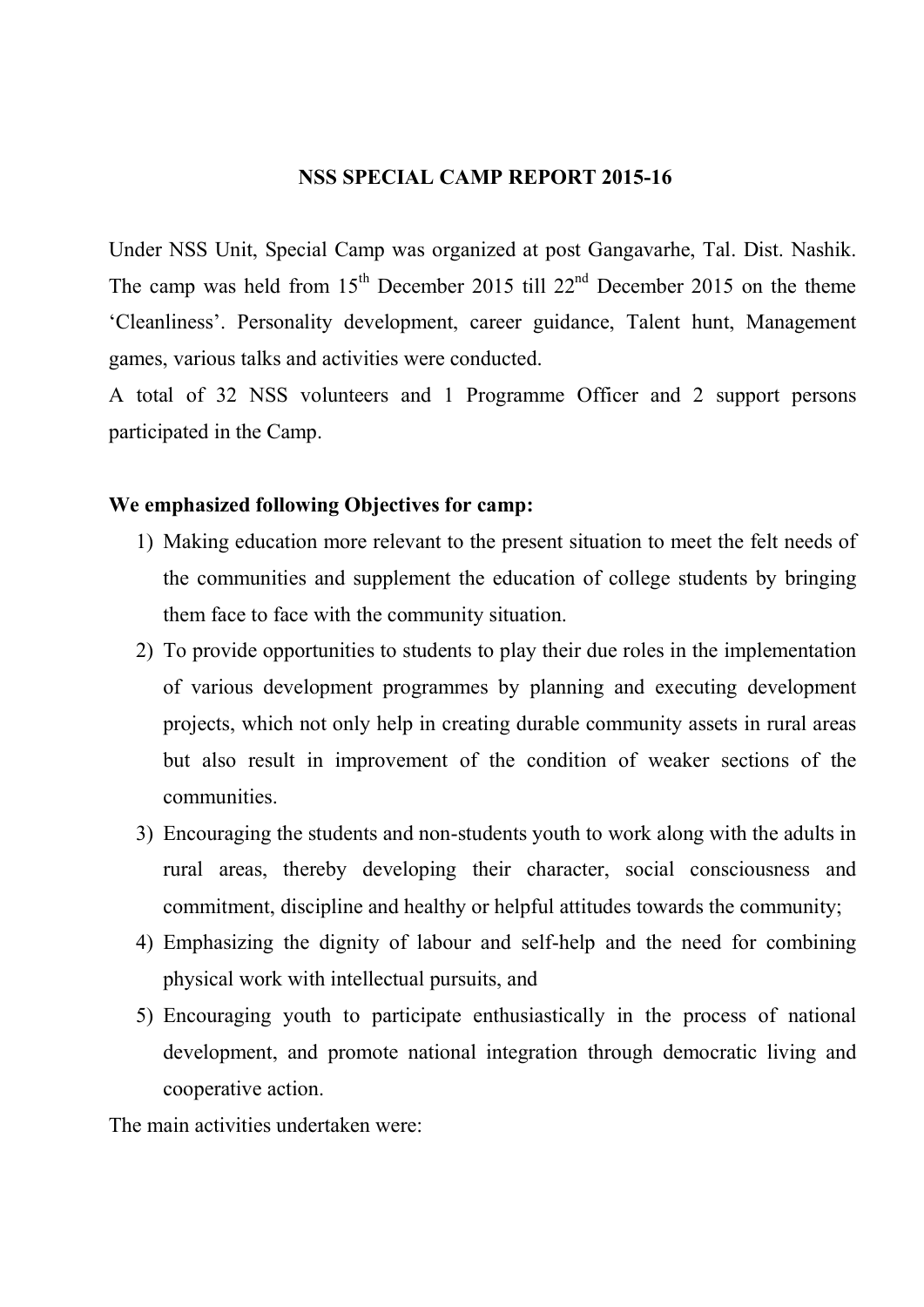# NSS SPECIAL CAMP REPORT 2015-16

Under NSS Unit, Special Camp was organized at post Gangavarhe, Tal. Dist. Nashik. The camp was held from 15th December 2015 till 22nd December 2015 on the theme 'Cleanliness'. Personality development, career guidance, Talent hunt, Management games, various talks and activities were conducted.

A total of 32 NSS volunteers and 1 Programme Officer and 2 support persons participated in the Camp.

**We emphasized following Objectives for camp:**

1) Making education more relevant to the present situation to meet the felt needs of the communities and supplement the education of college students by bringing them face to face with the community situation.
2) To provide opportunities to students to play their due roles in the implementation of various development programmes by planning and executing development projects, which not only help in creating durable community assets in rural areas but also result in improvement of the condition of weaker sections of the communities.
3) Encouraging the students and non-students youth to work along with the adults in rural areas, thereby developing their character, social consciousness and commitment, discipline and healthy or helpful attitudes towards the community;
4) Emphasizing the dignity of labour and self-help and the need for combining physical work with intellectual pursuits, and
5) Encouraging youth to participate enthusiastically in the process of national development, and promote national integration through democratic living and cooperative action.

The main activities undertaken were: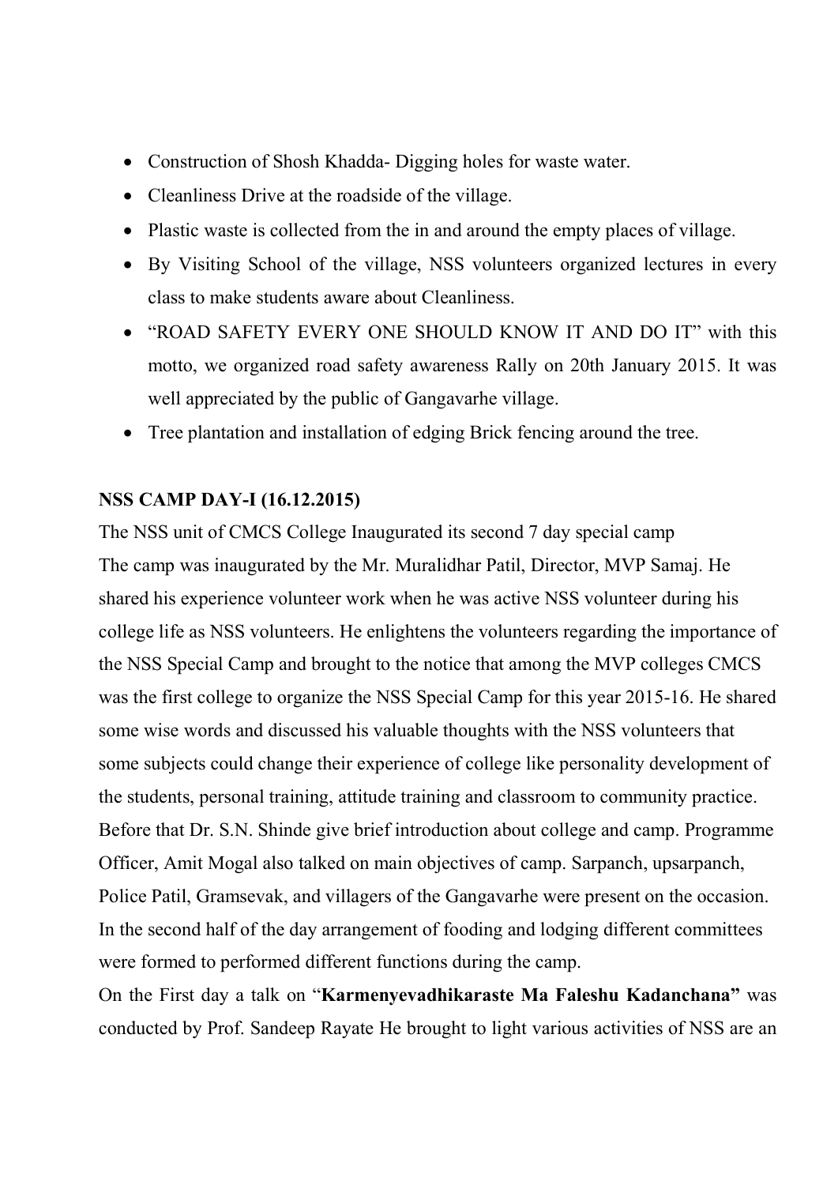- Construction of Shosh Khadda- Digging holes for waste water.
- Cleanliness Drive at the roadside of the village.
- Plastic waste is collected from the in and around the empty places of village.
- By Visiting School of the village, NSS volunteers organized lectures in every class to make students aware about Cleanliness.
- "ROAD SAFETY EVERY ONE SHOULD KNOW IT AND DO IT" with this motto, we organized road safety awareness Rally on 20th January 2015. It was well appreciated by the public of Gangavarhe village.
- Tree plantation and installation of edging Brick fencing around the tree.

**NSS CAMP DAY-I (16.12.2015)**

The NSS unit of CMCS College Inaugurated its second 7 day special camp
The camp was inaugurated by the Mr. Muralidhar Patil, Director, MVP Samaj. He shared his experience volunteer work when he was active NSS volunteer during his college life as NSS volunteers. He enlightens the volunteers regarding the importance of the NSS Special Camp and brought to the notice that among the MVP colleges CMCS was the first college to organize the NSS Special Camp for this year 2015-16. He shared some wise words and discussed his valuable thoughts with the NSS volunteers that some subjects could change their experience of college like personality development of the students, personal training, attitude training and classroom to community practice. Before that Dr. S.N. Shinde give brief introduction about college and camp. Programme Officer, Amit Mogal also talked on main objectives of camp. Sarpanch, upsarpanch, Police Patil, Gramsevak, and villagers of the Gangavarhe were present on the occasion. In the second half of the day arrangement of fooding and lodging different committees were formed to performed different functions during the camp.

On the First day a talk on "**Karmenyevadhikaraste Ma Faleshu Kadanchana"** was conducted by Prof. Sandeep Rayate He brought to light various activities of NSS are an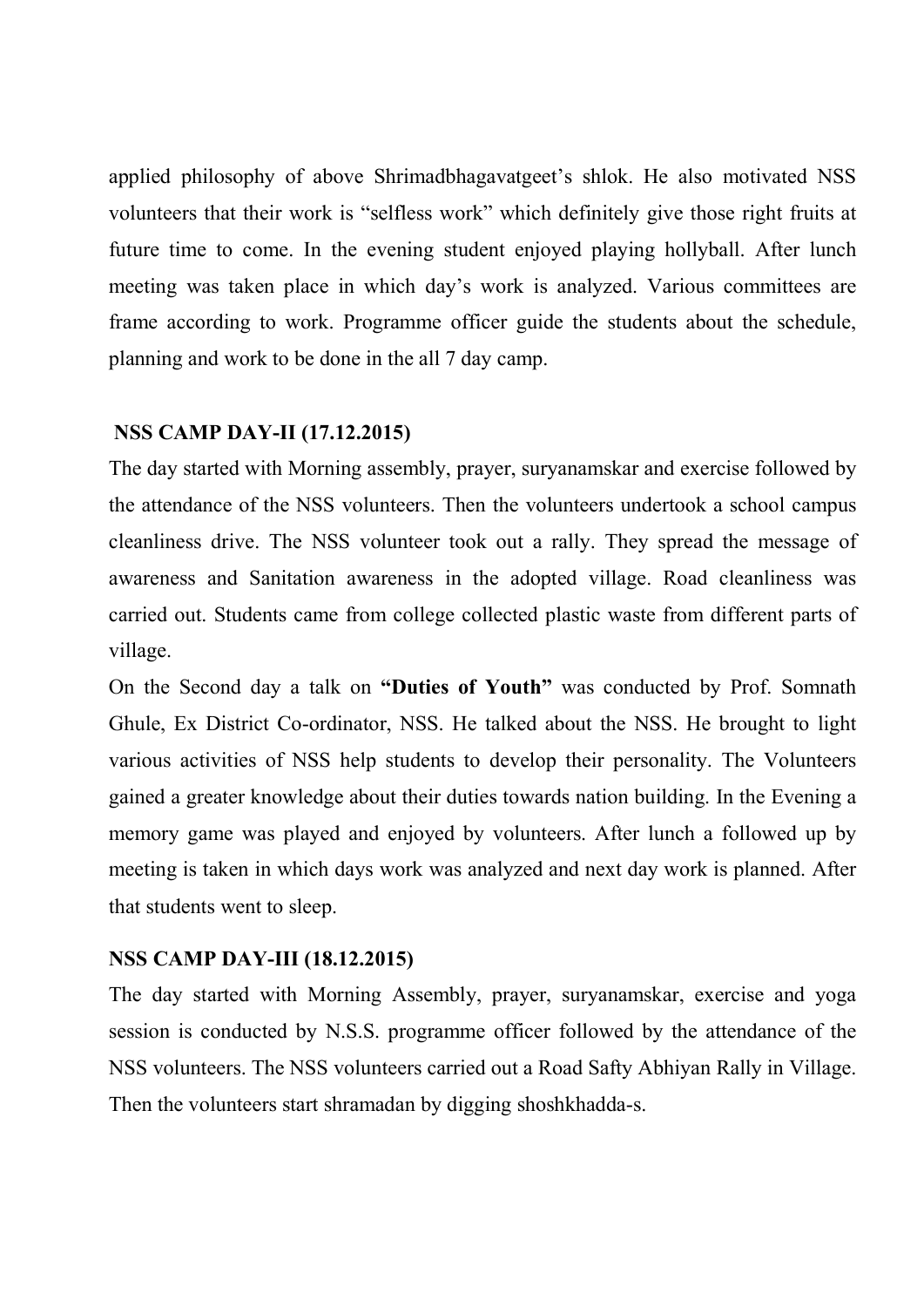applied philosophy of above Shrimadbhagavatgeet's shlok. He also motivated NSS volunteers that their work is "selfless work" which definitely give those right fruits at future time to come. In the evening student enjoyed playing hollyball. After lunch meeting was taken place in which day's work is analyzed. Various committees are frame according to work. Programme officer guide the students about the schedule, planning and work to be done in the all 7 day camp.

**NSS CAMP DAY-II (17.12.2015)**

The day started with Morning assembly, prayer, suryanamskar and exercise followed by the attendance of the NSS volunteers. Then the volunteers undertook a school campus cleanliness drive. The NSS volunteer took out a rally. They spread the message of awareness and Sanitation awareness in the adopted village. Road cleanliness was carried out. Students came from college collected plastic waste from different parts of village.

On the Second day a talk on **"Duties of Youth"** was conducted by Prof. Somnath Ghule, Ex District Co-ordinator, NSS. He talked about the NSS. He brought to light various activities of NSS help students to develop their personality. The Volunteers gained a greater knowledge about their duties towards nation building. In the Evening a memory game was played and enjoyed by volunteers. After lunch a followed up by meeting is taken in which days work was analyzed and next day work is planned. After that students went to sleep.

**NSS CAMP DAY-III (18.12.2015)**

The day started with Morning Assembly, prayer, suryanamskar, exercise and yoga session is conducted by N.S.S. programme officer followed by the attendance of the NSS volunteers. The NSS volunteers carried out a Road Safty Abhiyan Rally in Village. Then the volunteers start shramadan by digging shoshkhadda-s.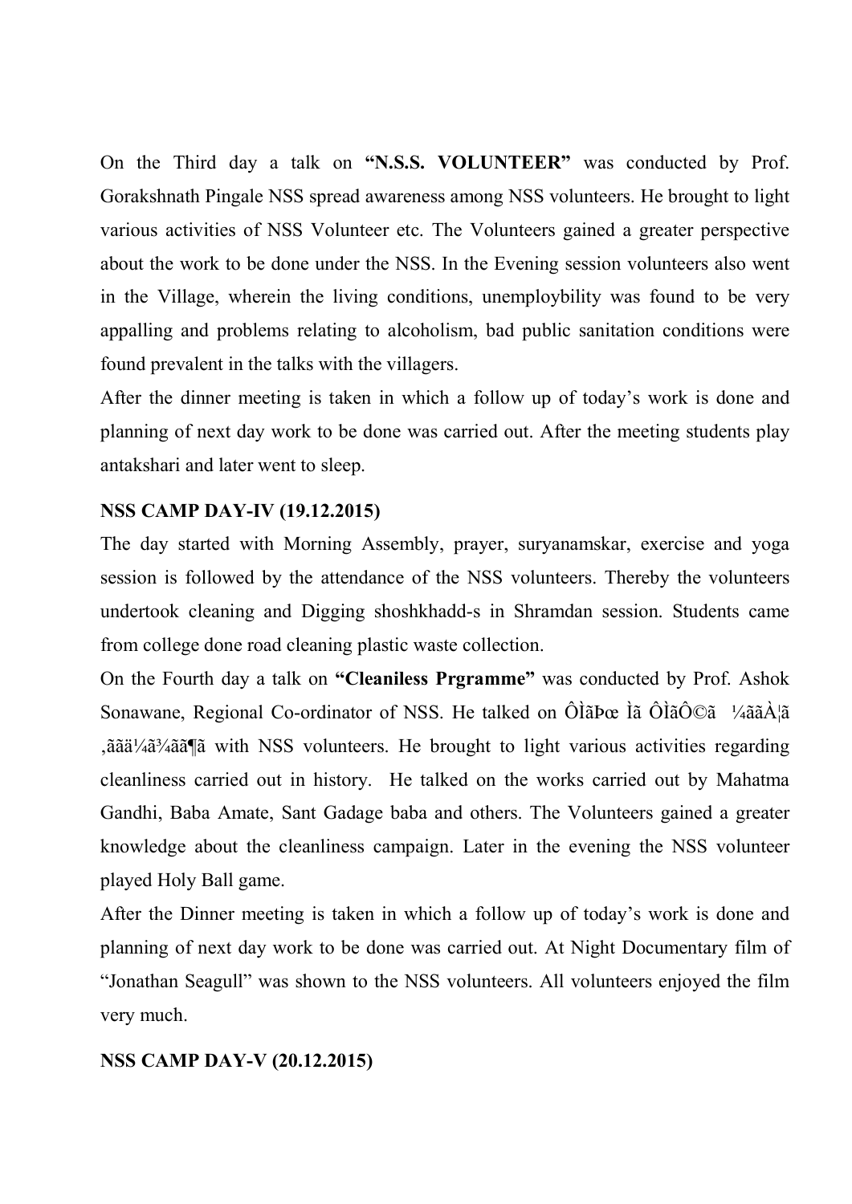On the Third day a talk on **"N.S.S. VOLUNTEER"** was conducted by Prof. Gorakshnath Pingale NSS spread awareness among NSS volunteers. He brought to light various activities of NSS Volunteer etc. The Volunteers gained a greater perspective about the work to be done under the NSS. In the Evening session volunteers also went in the Village, wherein the living conditions, unemploybility was found to be very appalling and problems relating to alcoholism, bad public sanitation conditions were found prevalent in the talks with the villagers.

After the dinner meeting is taken in which a follow up of today's work is done and planning of next day work to be done was carried out. After the meeting students play antakshari and later went to sleep.

**NSS CAMP DAY-IV (19.12.2015)**

The day started with Morning Assembly, prayer, suryanamskar, exercise and yoga session is followed by the attendance of the NSS volunteers. Thereby the volunteers undertook cleaning and Digging shoshkhadd-s in Shramdan session. Students came from college done road cleaning plastic waste collection.

On the Fourth day a talk on **"Cleaniless Prgramme"** was conducted by Prof. Ashok Sonawane, Regional Co-ordinator of NSS. He talked on ÔÌãÞœ Ìã ÔÌãÔ©ã ¼ããÀ¦ã ,ããä¼ã¾ãã¶ã with NSS volunteers. He brought to light various activities regarding cleanliness carried out in history. He talked on the works carried out by Mahatma Gandhi, Baba Amate, Sant Gadage baba and others. The Volunteers gained a greater knowledge about the cleanliness campaign. Later in the evening the NSS volunteer played Holy Ball game.

After the Dinner meeting is taken in which a follow up of today's work is done and planning of next day work to be done was carried out. At Night Documentary film of "Jonathan Seagull" was shown to the NSS volunteers. All volunteers enjoyed the film very much.

**NSS CAMP DAY-V (20.12.2015)**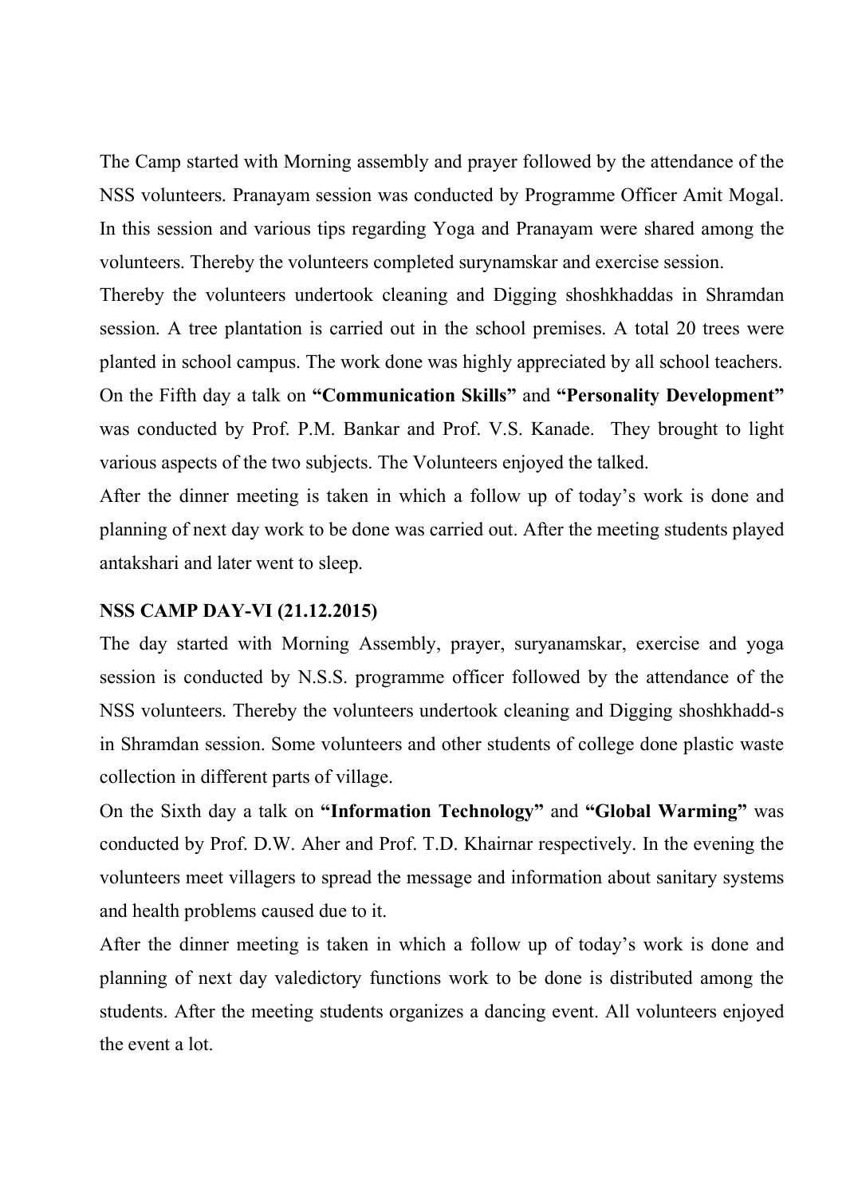The Camp started with Morning assembly and prayer followed by the attendance of the NSS volunteers. Pranayam session was conducted by Programme Officer Amit Mogal. In this session and various tips regarding Yoga and Pranayam were shared among the volunteers. Thereby the volunteers completed surynamskar and exercise session.

Thereby the volunteers undertook cleaning and Digging shoshkhaddas in Shramdan session. A tree plantation is carried out in the school premises. A total 20 trees were planted in school campus. The work done was highly appreciated by all school teachers.

On the Fifth day a talk on **"Communication Skills"** and **"Personality Development"** was conducted by Prof. P.M. Bankar and Prof. V.S. Kanade. They brought to light various aspects of the two subjects. The Volunteers enjoyed the talked.

After the dinner meeting is taken in which a follow up of today's work is done and planning of next day work to be done was carried out. After the meeting students played antakshari and later went to sleep.

**NSS CAMP DAY-VI (21.12.2015)**

The day started with Morning Assembly, prayer, suryanamskar, exercise and yoga session is conducted by N.S.S. programme officer followed by the attendance of the NSS volunteers. Thereby the volunteers undertook cleaning and Digging shoshkhadd-s in Shramdan session. Some volunteers and other students of college done plastic waste collection in different parts of village.

On the Sixth day a talk on **"Information Technology"** and **"Global Warming"** was conducted by Prof. D.W. Aher and Prof. T.D. Khairnar respectively. In the evening the volunteers meet villagers to spread the message and information about sanitary systems and health problems caused due to it.

After the dinner meeting is taken in which a follow up of today's work is done and planning of next day valedictory functions work to be done is distributed among the students. After the meeting students organizes a dancing event. All volunteers enjoyed the event a lot.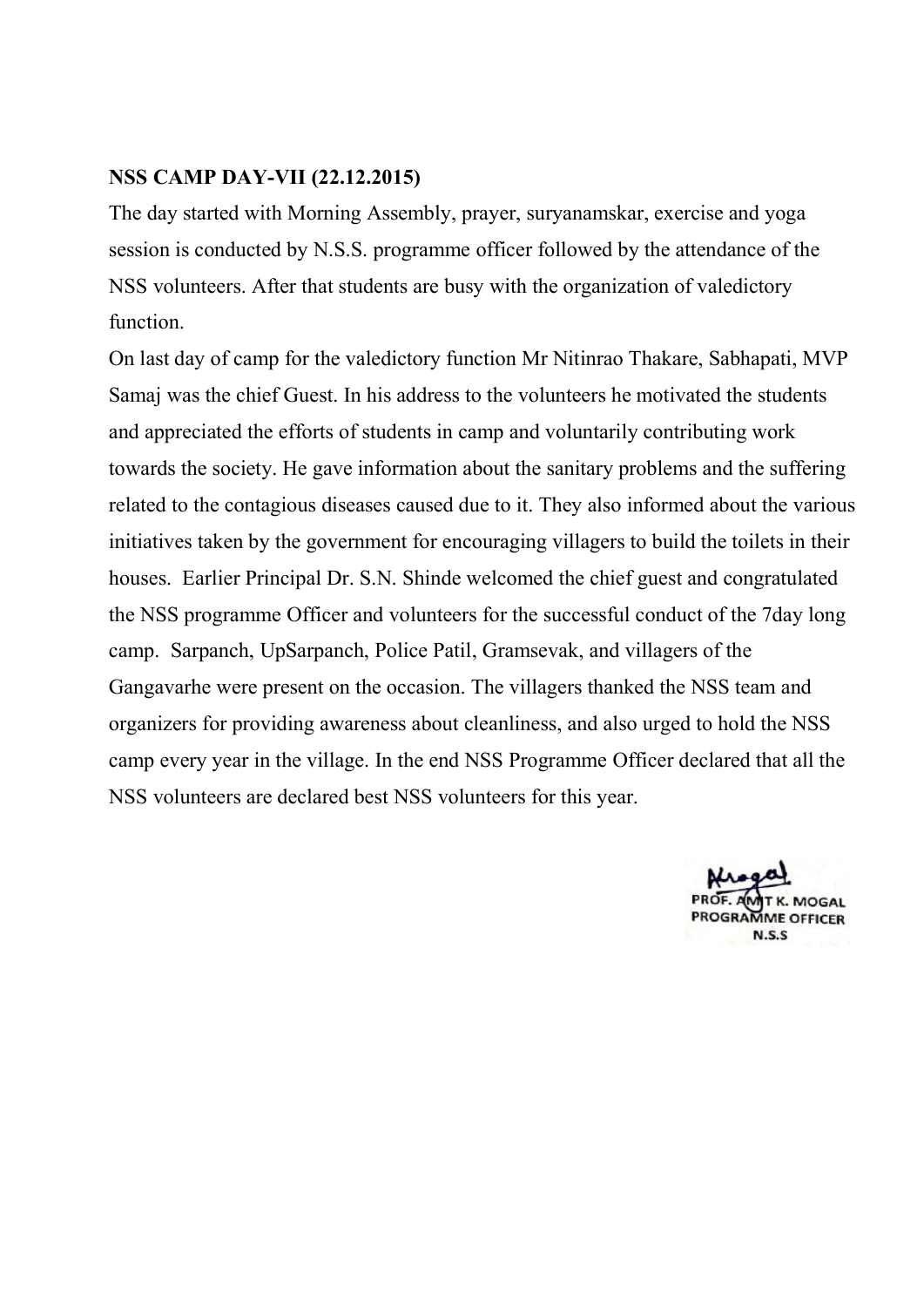**NSS CAMP DAY-VII (22.12.2015)**

The day started with Morning Assembly, prayer, suryanamskar, exercise and yoga session is conducted by N.S.S. programme officer followed by the attendance of the NSS volunteers. After that students are busy with the organization of valedictory function.

On last day of camp for the valedictory function Mr Nitinrao Thakare, Sabhapati, MVP Samaj was the chief Guest. In his address to the volunteers he motivated the students and appreciated the efforts of students in camp and voluntarily contributing work towards the society. He gave information about the sanitary problems and the suffering related to the contagious diseases caused due to it. They also informed about the various initiatives taken by the government for encouraging villagers to build the toilets in their houses. Earlier Principal Dr. S.N. Shinde welcomed the chief guest and congratulated the NSS programme Officer and volunteers for the successful conduct of the 7day long camp. Sarpanch, UpSarpanch, Police Patil, Gramsevak, and villagers of the Gangavarhe were present on the occasion. The villagers thanked the NSS team and organizers for providing awareness about cleanliness, and also urged to hold the NSS camp every year in the village. In the end NSS Programme Officer declared that all the NSS volunteers are declared best NSS volunteers for this year.

PROF. AMIT K. MOGAL
PROGRAMME OFFICER
N.S.S